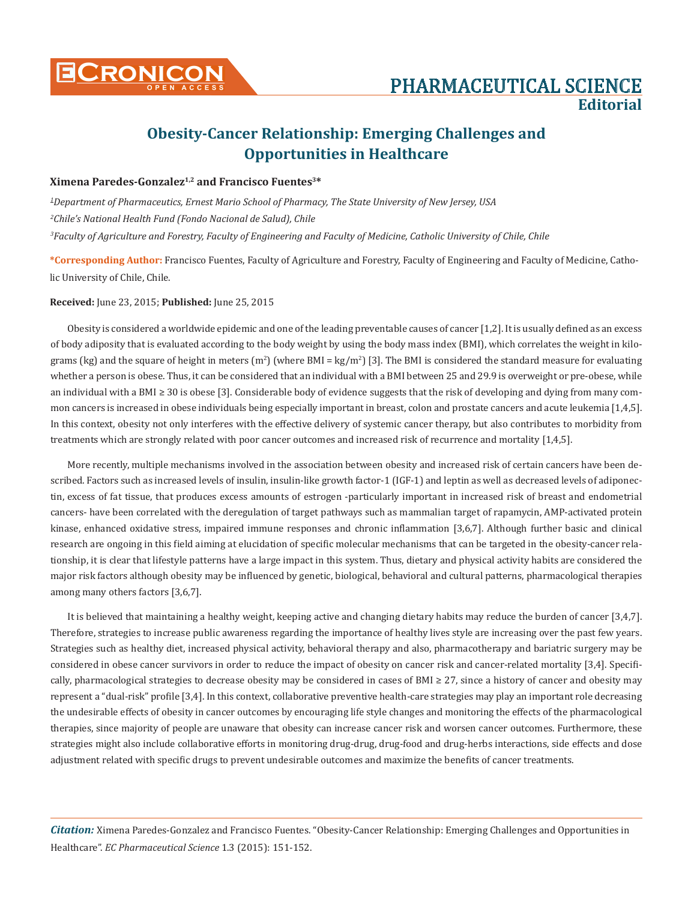# Obesity-Cancer Relationship: Emerging Challenges and Opportunities in Healthcare

**Ximena Paredes-Gonzalez[1,2] and Francisco Fuentes[3]***

*[1]Department of Pharmaceutics, Ernest Mario School of Pharmacy, The State University of New Jersey, USA*

*[2]Chile's National Health Fund (Fondo Nacional de Salud), Chile*

*[3]Faculty of Agriculture and Forestry, Faculty of Engineering and Faculty of Medicine, Catholic University of Chile, Chile*

***Corresponding Author:** Francisco Fuentes, Faculty of Agriculture and Forestry, Faculty of Engineering and Faculty of Medicine, Catholic University of Chile, Chile.

**Received:** June 23, 2015; **Published:** June 25, 2015

Obesity is considered a worldwide epidemic and one of the leading preventable causes of cancer [1,2]. It is usually defined as an excess of body adiposity that is evaluated according to the body weight by using the body mass index (BMI), which correlates the weight in kilograms (kg) and the square of height in meters ($m^2$) (where BMI = $kg/m^2$) [3]. The BMI is considered the standard measure for evaluating whether a person is obese. Thus, it can be considered that an individual with a BMI between 25 and 29.9 is overweight or pre-obese, while an individual with a BMI ≥ 30 is obese [3]. Considerable body of evidence suggests that the risk of developing and dying from many common cancers is increased in obese individuals being especially important in breast, colon and prostate cancers and acute leukemia [1,4,5]. In this context, obesity not only interferes with the effective delivery of systemic cancer therapy, but also contributes to morbidity from treatments which are strongly related with poor cancer outcomes and increased risk of recurrence and mortality [1,4,5].

More recently, multiple mechanisms involved in the association between obesity and increased risk of certain cancers have been described. Factors such as increased levels of insulin, insulin-like growth factor-1 (IGF-1) and leptin as well as decreased levels of adiponectin, excess of fat tissue, that produces excess amounts of estrogen -particularly important in increased risk of breast and endometrial cancers- have been correlated with the deregulation of target pathways such as mammalian target of rapamycin, AMP-activated protein kinase, enhanced oxidative stress, impaired immune responses and chronic inflammation [3,6,7]. Although further basic and clinical research are ongoing in this field aiming at elucidation of specific molecular mechanisms that can be targeted in the obesity-cancer relationship, it is clear that lifestyle patterns have a large impact in this system. Thus, dietary and physical activity habits are considered the major risk factors although obesity may be influenced by genetic, biological, behavioral and cultural patterns, pharmacological therapies among many others factors [3,6,7].

It is believed that maintaining a healthy weight, keeping active and changing dietary habits may reduce the burden of cancer [3,4,7]. Therefore, strategies to increase public awareness regarding the importance of healthy lives style are increasing over the past few years. Strategies such as healthy diet, increased physical activity, behavioral therapy and also, pharmacotherapy and bariatric surgery may be considered in obese cancer survivors in order to reduce the impact of obesity on cancer risk and cancer-related mortality [3,4]. Specifically, pharmacological strategies to decrease obesity may be considered in cases of BMI ≥ 27, since a history of cancer and obesity may represent a "dual-risk" profile [3,4]. In this context, collaborative preventive health-care strategies may play an important role decreasing the undesirable effects of obesity in cancer outcomes by encouraging life style changes and monitoring the effects of the pharmacological therapies, since majority of people are unaware that obesity can increase cancer risk and worsen cancer outcomes. Furthermore, these strategies might also include collaborative efforts in monitoring drug-drug, drug-food and drug-herbs interactions, side effects and dose adjustment related with specific drugs to prevent undesirable outcomes and maximize the benefits of cancer treatments.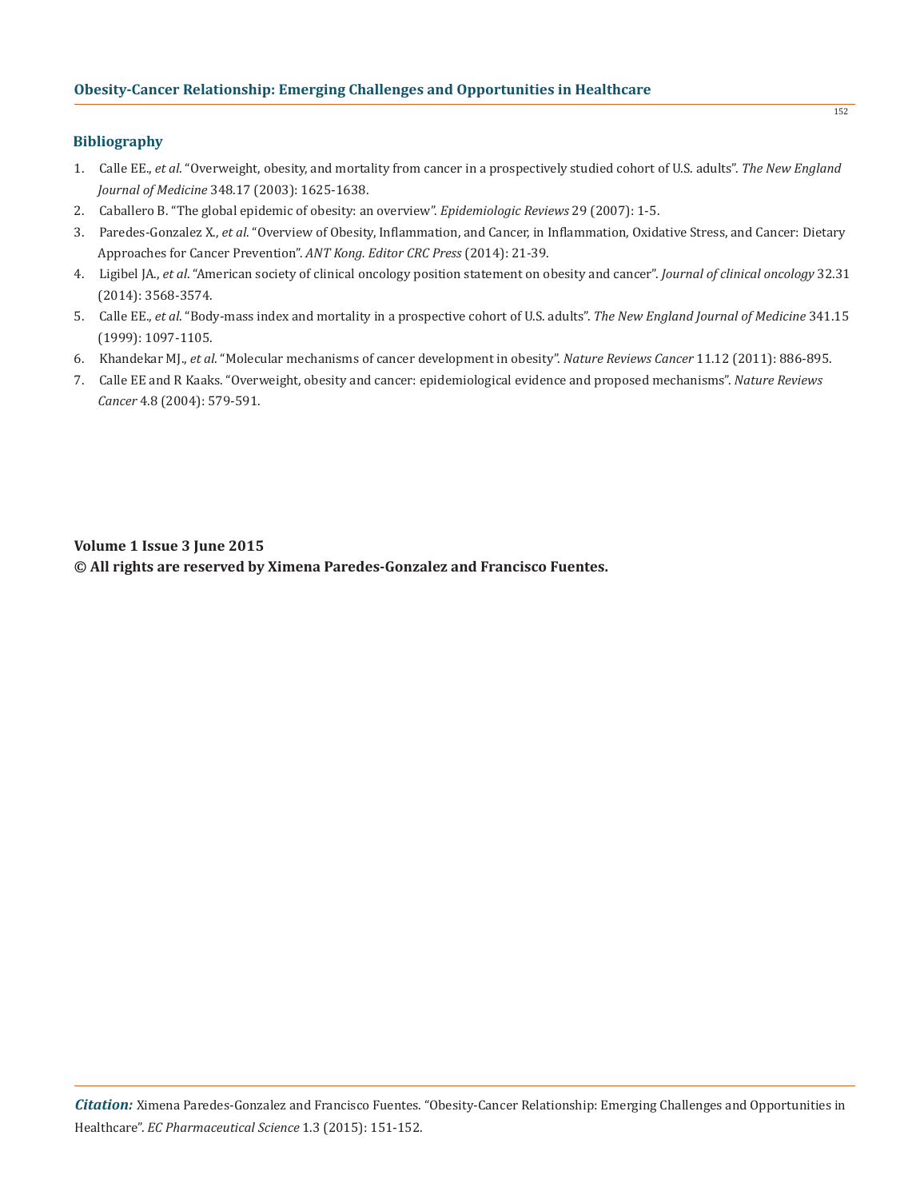## Bibliography

1. Calle EE., *et al*. "Overweight, obesity, and mortality from cancer in a prospectively studied cohort of U.S. adults". *The New England Journal of Medicine* 348.17 (2003): 1625-1638.
2. Caballero B. "The global epidemic of obesity: an overview". *Epidemiologic Reviews* 29 (2007): 1-5.
3. Paredes-Gonzalez X., *et al*. "Overview of Obesity, Inflammation, and Cancer, in Inflammation, Oxidative Stress, and Cancer: Dietary Approaches for Cancer Prevention". *ANT Kong. Editor CRC Press* (2014): 21-39.
4. Ligibel JA., *et al*. "American society of clinical oncology position statement on obesity and cancer". *Journal of clinical oncology* 32.31 (2014): 3568-3574.
5. Calle EE., *et al*. "Body-mass index and mortality in a prospective cohort of U.S. adults". *The New England Journal of Medicine* 341.15 (1999): 1097-1105.
6. Khandekar MJ., *et al*. "Molecular mechanisms of cancer development in obesity". *Nature Reviews Cancer* 11.12 (2011): 886-895.
7. Calle EE and R Kaaks. "Overweight, obesity and cancer: epidemiological evidence and proposed mechanisms". *Nature Reviews Cancer* 4.8 (2004): 579-591.

**Volume 1 Issue 3 June 2015**
**© All rights are reserved by Ximena Paredes-Gonzalez and Francisco Fuentes.**

***Citation:*** Ximena Paredes-Gonzalez and Francisco Fuentes. "Obesity-Cancer Relationship: Emerging Challenges and Opportunities in Healthcare". *EC Pharmaceutical Science* 1.3 (2015): 151-152.